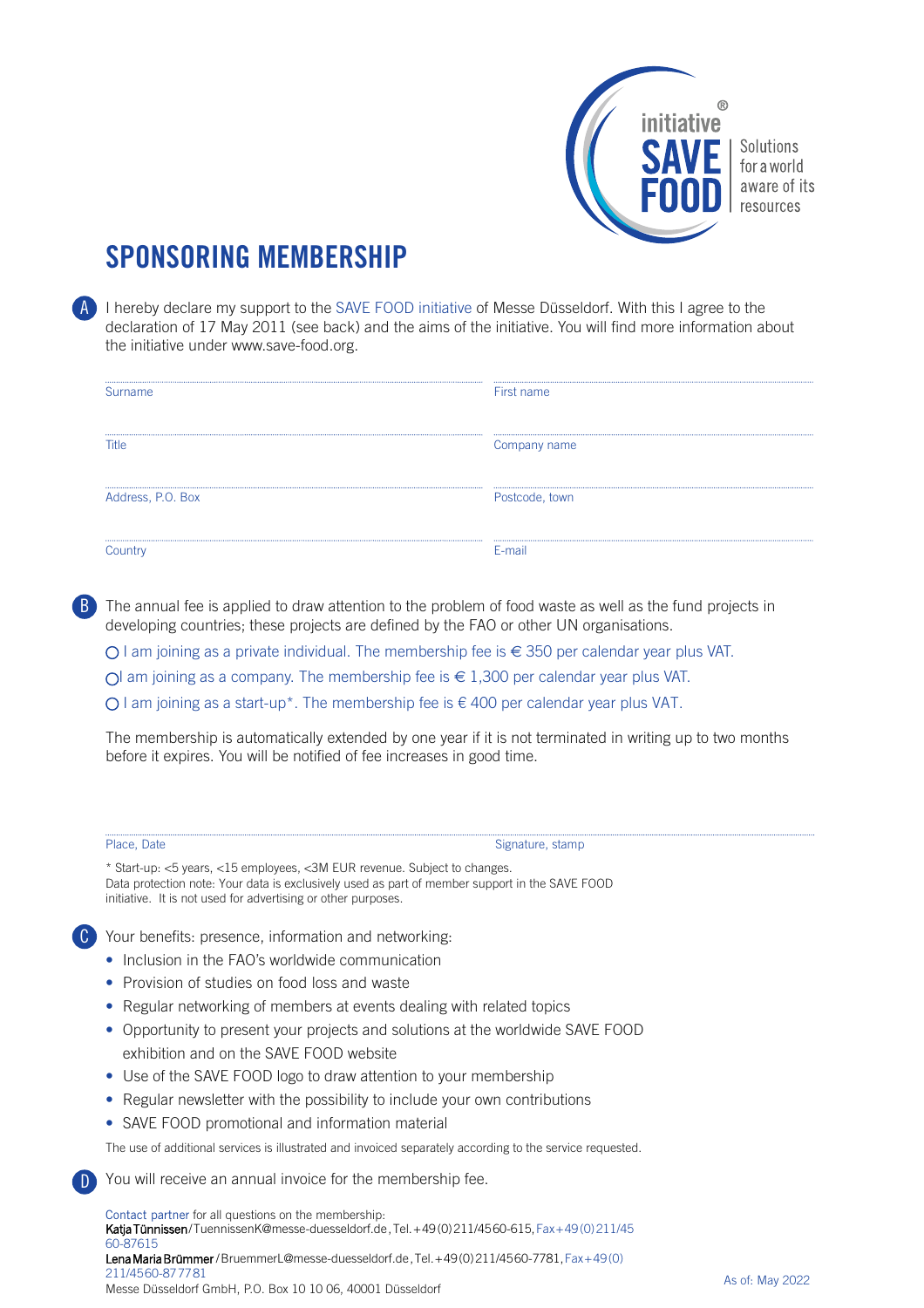initiative® SAVE FOOD

Solutions for a world aware of its resources

# SPONSORING MEMBERSHIP

**A** I hereby declare my support to the SAVE FOOD initiative of Messe Düsseldorf. With this I agree to the declaration of 17 May 2011 (see back) and the aims of the initiative. You will find more information about the initiative under www.save-food.org.

| | |
|---|---|
| Surname | First name |
| Title | Company name |
| Address, P.O. Box | Postcode, town |
| Country | E-mail |

**B** The annual fee is applied to draw attention to the problem of food waste as well as the fund projects in developing countries; these projects are defined by the FAO or other UN organisations.

- ○ I am joining as a private individual. The membership fee is € 350 per calendar year plus VAT.
- ○ I am joining as a company. The membership fee is € 1,300 per calendar year plus VAT.
- ○ I am joining as a start-up*. The membership fee is € 400 per calendar year plus VAT.

The membership is automatically extended by one year if it is not terminated in writing up to two months before it expires. You will be notified of fee increases in good time.

| | |
|---|---|
| Place, Date | Signature, stamp |

* Start-up: <5 years, <15 employees, <3M EUR revenue. Subject to changes.
Data protection note: Your data is exclusively used as part of member support in the SAVE FOOD initiative. It is not used for advertising or other purposes.

**C** Your benefits: presence, information and networking:

- Inclusion in the FAO's worldwide communication
- Provision of studies on food loss and waste
- Regular networking of members at events dealing with related topics
- Opportunity to present your projects and solutions at the worldwide SAVE FOOD exhibition and on the SAVE FOOD website
- Use of the SAVE FOOD logo to draw attention to your membership
- Regular newsletter with the possibility to include your own contributions
- SAVE FOOD promotional and information material

The use of additional services is illustrated and invoiced separately according to the service requested.

**D** You will receive an annual invoice for the membership fee.

Contact partner for all questions on the membership:
**Katja Tünnissen**/TuennissenK@messe-duesseldorf.de, Tel. +49 (0) 211/4560-615, Fax +49 (0) 211/4560-87615
**Lena Maria Brümmer**/BruemmerL@messe-duesseldorf.de, Tel. +49 (0) 211/4560-7781, Fax +49 (0) 211/4560-877781
Messe Düsseldorf GmbH, P.O. Box 10 10 06, 40001 Düsseldorf

As of: May 2022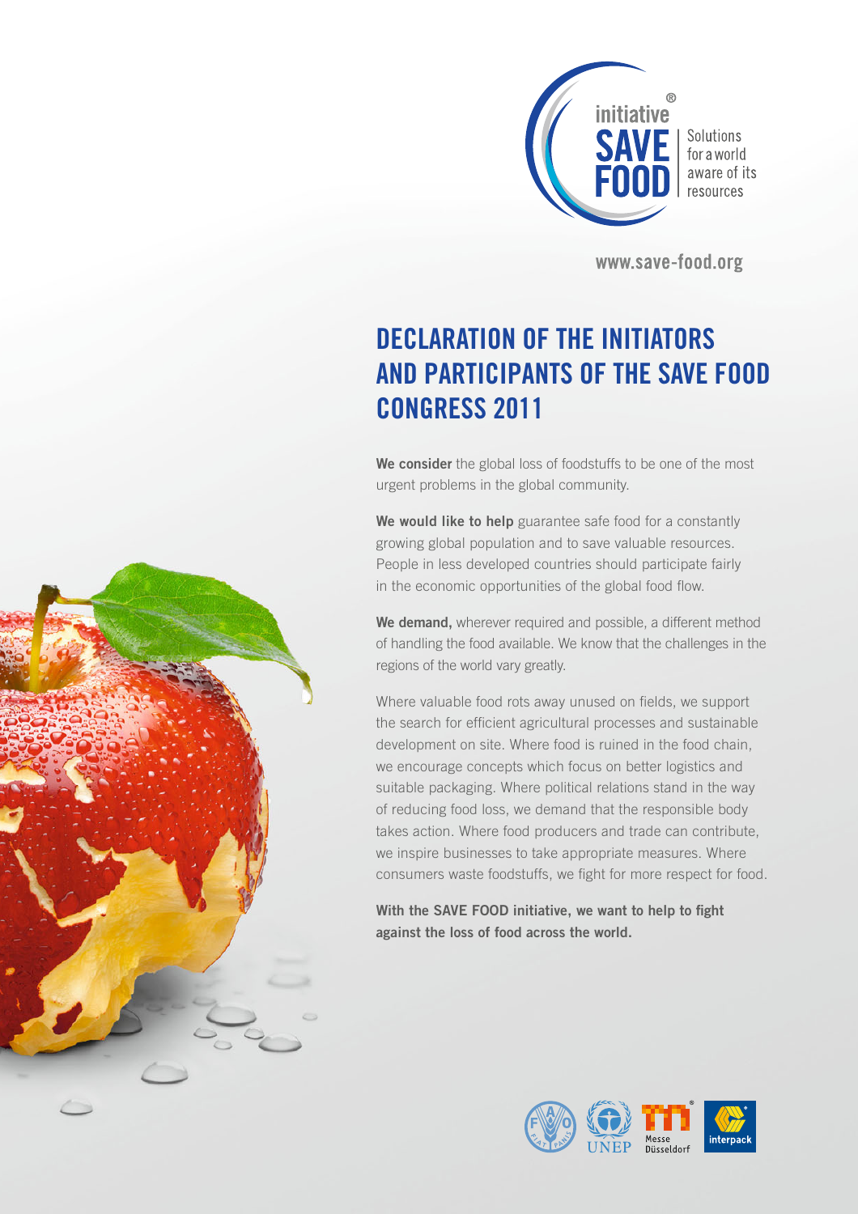initiative SAVE FOOD

Solutions for a world aware of its resources

www.save-food.org

# DECLARATION OF THE INITIATORS AND PARTICIPANTS OF THE SAVE FOOD CONGRESS 2011

**We consider** the global loss of foodstuffs to be one of the most urgent problems in the global community.

**We would like to help** guarantee safe food for a constantly growing global population and to save valuable resources. People in less developed countries should participate fairly in the economic opportunities of the global food flow.

**We demand,** wherever required and possible, a different method of handling the food available. We know that the challenges in the regions of the world vary greatly.

Where valuable food rots away unused on fields, we support the search for efficient agricultural processes and sustainable development on site. Where food is ruined in the food chain, we encourage concepts which focus on better logistics and suitable packaging. Where political relations stand in the way of reducing food loss, we demand that the responsible body takes action. Where food producers and trade can contribute, we inspire businesses to take appropriate measures. Where consumers waste foodstuffs, we fight for more respect for food.

**With the SAVE FOOD initiative, we want to help to fight against the loss of food across the world.**

UNEP

Messe Düsseldorf

interpack